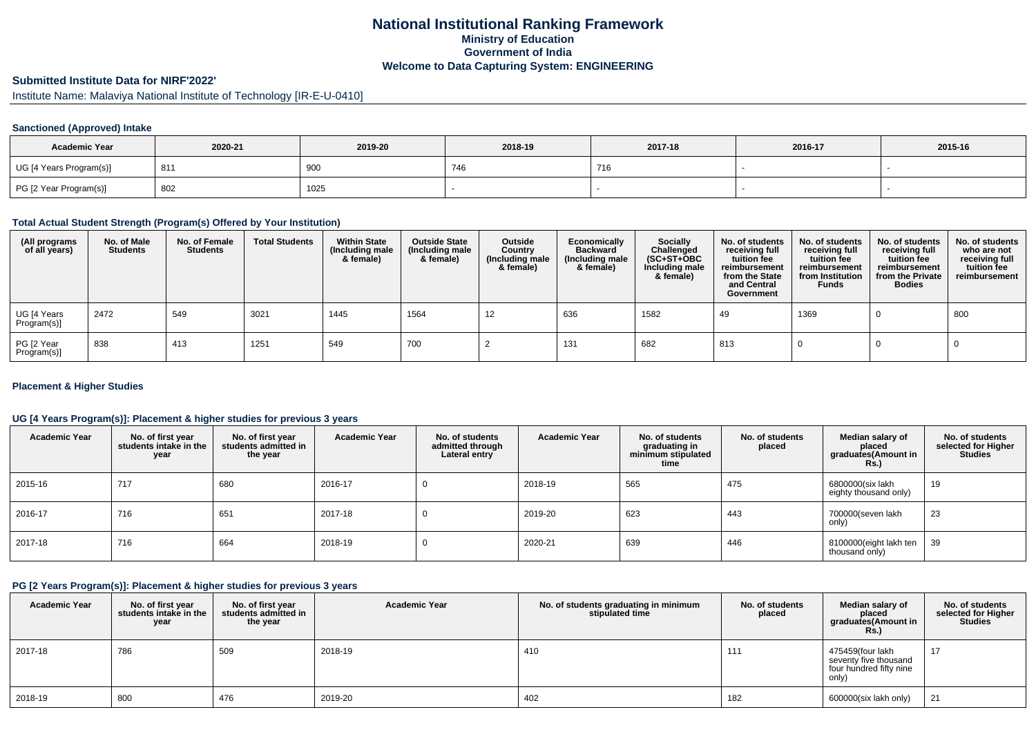# National Institutional Ranking Framework

## Ministry of Education

## Government of India

## Welcome to Data Capturing System: ENGINEERING

### Submitted Institute Data for NIRF'2022'

Institute Name: Malaviya National Institute of Technology [IR-E-U-0410]

#### Sanctioned (Approved) Intake

| Academic Year | 2020-21 | 2019-20 | 2018-19 | 2017-18 | 2016-17 | 2015-16 |
|---|---|---|---|---|---|---|
| UG [4 Years Program(s)] | 811 | 900 | 746 | 716 | - | - |
| PG [2 Year Program(s)] | 802 | 1025 | - | - | - | - |

#### Total Actual Student Strength (Program(s) Offered by Your Institution)

| (All programs of all years) | No. of Male Students | No. of Female Students | Total Students | Within State (Including male & female) | Outside State (Including male & female) | Outside Country (Including male & female) | Economically Backward (Including male & female) | Socially Challenged (SC+ST+OBC Including male & female) | No. of students receiving full tuition fee reimbursement from the State and Central Government | No. of students receiving full tuition fee reimbursement from Institution Funds | No. of students receiving full tuition fee reimbursement from the Private Bodies | No. of students who are not receiving full tuition fee reimbursement |
|---|---|---|---|---|---|---|---|---|---|---|---|---|
| UG [4 Years Program(s)] | 2472 | 549 | 3021 | 1445 | 1564 | 12 | 636 | 1582 | 49 | 1369 | 0 | 800 |
| PG [2 Year Program(s)] | 838 | 413 | 1251 | 549 | 700 | 2 | 131 | 682 | 813 | 0 | 0 | 0 |

#### Placement & Higher Studies

#### UG [4 Years Program(s)]: Placement & higher studies for previous 3 years

| Academic Year | No. of first year students intake in the year | No. of first year students admitted in the year | Academic Year | No. of students admitted through Lateral entry | Academic Year | No. of students graduating in minimum stipulated time | No. of students placed | Median salary of placed graduates(Amount in Rs.) | No. of students selected for Higher Studies |
|---|---|---|---|---|---|---|---|---|---|
| 2015-16 | 717 | 680 | 2016-17 | 0 | 2018-19 | 565 | 475 | 6800000(six lakh eighty thousand only) | 19 |
| 2016-17 | 716 | 651 | 2017-18 | 0 | 2019-20 | 623 | 443 | 700000(seven lakh only) | 23 |
| 2017-18 | 716 | 664 | 2018-19 | 0 | 2020-21 | 639 | 446 | 8100000(eight lakh ten thousand only) | 39 |

#### PG [2 Years Program(s)]: Placement & higher studies for previous 3 years

| Academic Year | No. of first year students intake in the year | No. of first year students admitted in the year | Academic Year | No. of students graduating in minimum stipulated time | No. of students placed | Median salary of placed graduates(Amount in Rs.) | No. of students selected for Higher Studies |
|---|---|---|---|---|---|---|---|
| 2017-18 | 786 | 509 | 2018-19 | 410 | 111 | 475459(four lakh seventy five thousand four hundred fifty nine only) | 17 |
| 2018-19 | 800 | 476 | 2019-20 | 402 | 182 | 600000(six lakh only) | 21 |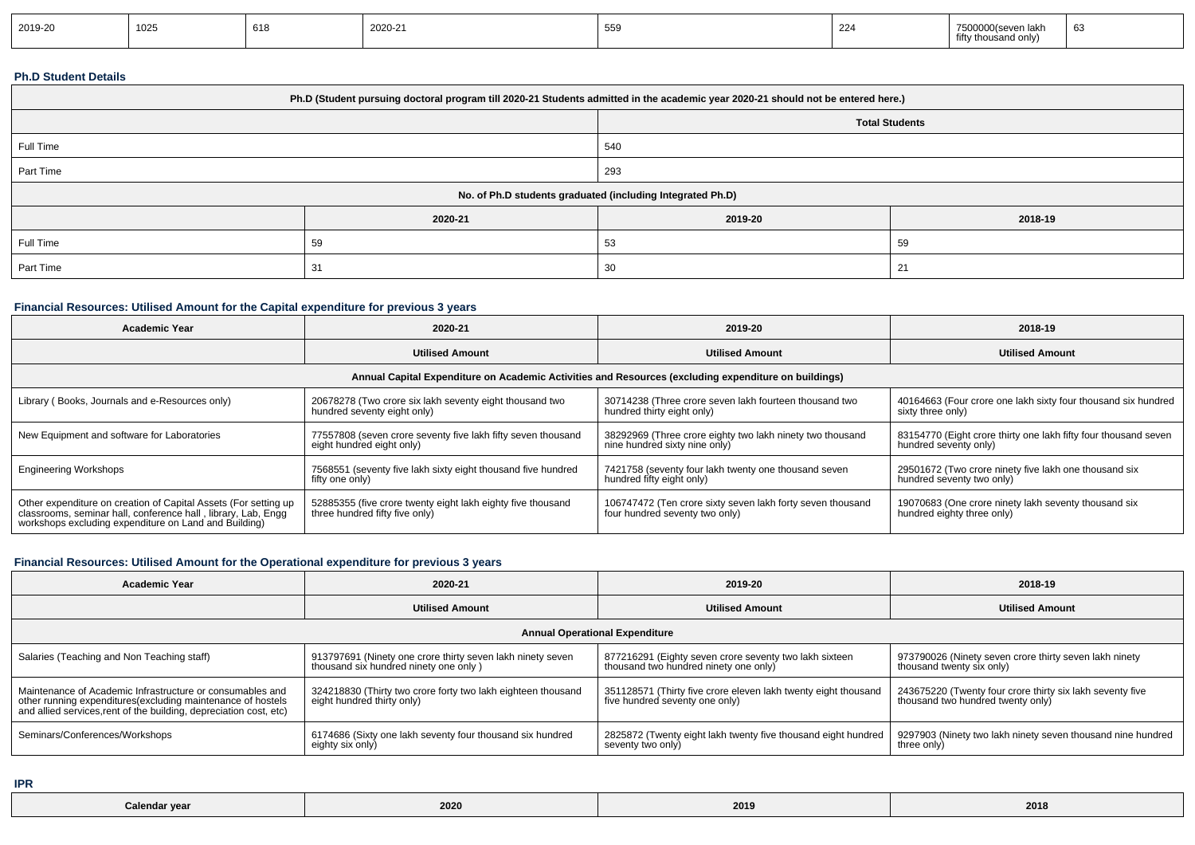| 2019-20 | 1025 | 618 | 2020-21 | 559 | 224 | 7500000(seven lakh fifty thousand only) | 63 |
|---|---|---|---|---|---|---|---|

### Ph.D Student Details

| Ph.D (Student pursuing doctoral program till 2020-21 Students admitted in the academic year 2020-21 should not be entered here.) | |
|---|---|
| | **Total Students** |
| Full Time | 540 |
| Part Time | 293 |

| No. of Ph.D students graduated (including Integrated Ph.D) | | | |
|---|---|---|---|
| | **2020-21** | **2019-20** | **2018-19** |
| Full Time | 59 | 53 | 59 |
| Part Time | 31 | 30 | 21 |

### Financial Resources: Utilised Amount for the Capital expenditure for previous 3 years

| Academic Year | 2020-21 | 2019-20 | 2018-19 |
|---|---|---|---|
| | **Utilised Amount** | **Utilised Amount** | **Utilised Amount** |
| **Annual Capital Expenditure on Academic Activities and Resources (excluding expenditure on buildings)** | | | |
| Library ( Books, Journals and e-Resources only) | 20678278 (Two crore six lakh seventy eight thousand two hundred seventy eight only) | 30714238 (Three crore seven lakh fourteen thousand two hundred thirty eight only) | 40164663 (Four crore one lakh sixty four thousand six hundred sixty three only) |
| New Equipment and software for Laboratories | 77557808 (seven crore seventy five lakh fifty seven thousand eight hundred eight only) | 38292969 (Three crore eighty two lakh ninety two thousand nine hundred sixty nine only) | 83154770 (Eight crore thirty one lakh fifty four thousand seven hundred seventy only) |
| Engineering Workshops | 7568551 (seventy five lakh sixty eight thousand five hundred fifty one only) | 7421758 (seventy four lakh twenty one thousand seven hundred fifty eight only) | 29501672 (Two crore ninety five lakh one thousand six hundred seventy two only) |
| Other expenditure on creation of Capital Assets (For setting up classrooms, seminar hall, conference hall , library, Lab, Engg workshops excluding expenditure on Land and Building) | 52885355 (five crore twenty eight lakh eighty five thousand three hundred fifty five only) | 106747472 (Ten crore sixty seven lakh forty seven thousand four hundred seventy two only) | 19070683 (One crore ninety lakh seventy thousand six hundred eighty three only) |

### Financial Resources: Utilised Amount for the Operational expenditure for previous 3 years

| Academic Year | 2020-21 | 2019-20 | 2018-19 |
|---|---|---|---|
| | **Utilised Amount** | **Utilised Amount** | **Utilised Amount** |
| **Annual Operational Expenditure** | | | |
| Salaries (Teaching and Non Teaching staff) | 913797691 (Ninety one crore thirty seven lakh ninety seven thousand six hundred ninety one only ) | 877216291 (Eighty seven crore seventy two lakh sixteen thousand two hundred ninety one only) | 973790026 (Ninety seven crore thirty seven lakh ninety thousand twenty six only) |
| Maintenance of Academic Infrastructure or consumables and other running expenditures(excluding maintenance of hostels and allied services,rent of the building, depreciation cost, etc) | 324218830 (Thirty two crore forty two lakh eighteen thousand eight hundred thirty only) | 351128571 (Thirty five crore eleven lakh twenty eight thousand five hundred seventy one only) | 243675220 (Twenty four crore thirty six lakh seventy five thousand two hundred twenty only) |
| Seminars/Conferences/Workshops | 6174686 (Sixty one lakh seventy four thousand six hundred eighty six only) | 2825872 (Twenty eight lakh twenty five thousand eight hundred seventy two only) | 9297903 (Ninety two lakh ninety seven thousand nine hundred three only) |

### IPR

| Calendar year | 2020 | 2019 | 2018 |
|---|---|---|---|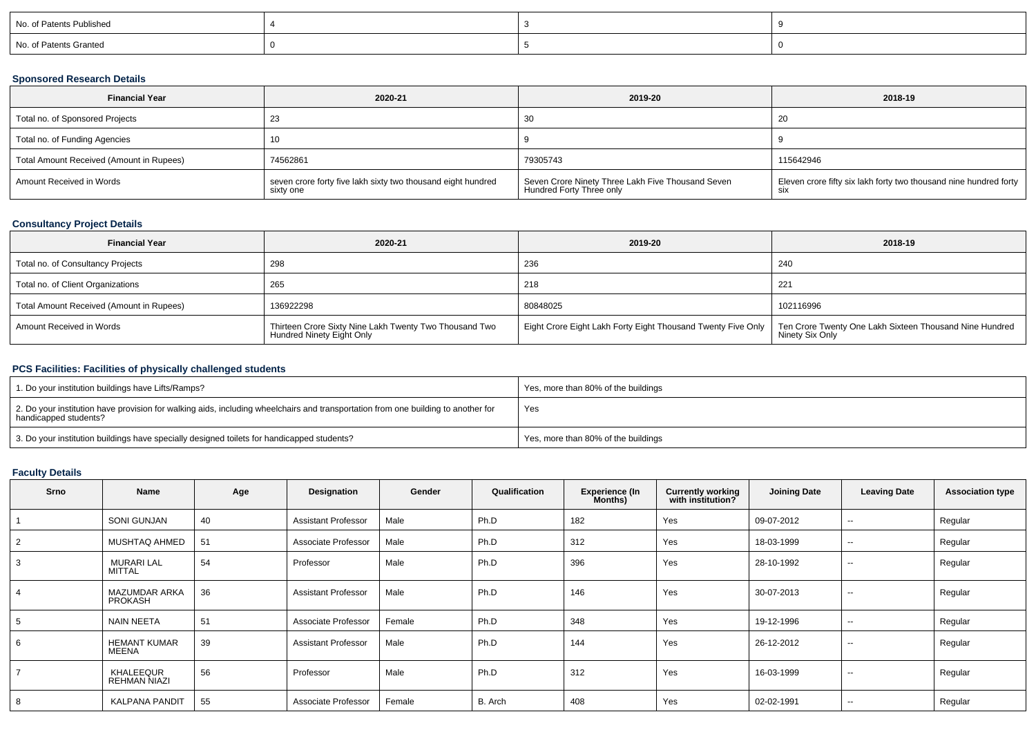| No. of Patents Published | 4 | 3 | 9 |
|---|---|---|---|
| No. of Patents Granted | 0 | 5 | 0 |

### Sponsored Research Details

| Financial Year | 2020-21 | 2019-20 | 2018-19 |
|---|---|---|---|
| Total no. of Sponsored Projects | 23 | 30 | 20 |
| Total no. of Funding Agencies | 10 | 9 | 9 |
| Total Amount Received (Amount in Rupees) | 74562861 | 79305743 | 115642946 |
| Amount Received in Words | seven crore forty five lakh sixty two thousand eight hundred sixty one | Seven Crore Ninety Three Lakh Five Thousand Seven Hundred Forty Three only | Eleven crore fifty six lakh forty two thousand nine hundred forty six |

### Consultancy Project Details

| Financial Year | 2020-21 | 2019-20 | 2018-19 |
|---|---|---|---|
| Total no. of Consultancy Projects | 298 | 236 | 240 |
| Total no. of Client Organizations | 265 | 218 | 221 |
| Total Amount Received (Amount in Rupees) | 136922298 | 80848025 | 102116996 |
| Amount Received in Words | Thirteen Crore Sixty Nine Lakh Twenty Two Thousand Two Hundred Ninety Eight Only | Eight Crore Eight Lakh Forty Eight Thousand Twenty Five Only | Ten Crore Twenty One Lakh Sixteen Thousand Nine Hundred Ninety Six Only |

### PCS Facilities: Facilities of physically challenged students

| 1. Do your institution buildings have Lifts/Ramps? | Yes, more than 80% of the buildings |
|---|---|
| 2. Do your institution have provision for walking aids, including wheelchairs and transportation from one building to another for handicapped students? | Yes |
| 3. Do your institution buildings have specially designed toilets for handicapped students? | Yes, more than 80% of the buildings |

### Faculty Details

| Srno | Name | Age | Designation | Gender | Qualification | Experience (In Months) | Currently working with institution? | Joining Date | Leaving Date | Association type |
|---|---|---|---|---|---|---|---|---|---|---|
| 1 | SONI GUNJAN | 40 | Assistant Professor | Male | Ph.D | 182 | Yes | 09-07-2012 | -- | Regular |
| 2 | MUSHTAQ AHMED | 51 | Associate Professor | Male | Ph.D | 312 | Yes | 18-03-1999 | -- | Regular |
| 3 | MURARI LAL MITTAL | 54 | Professor | Male | Ph.D | 396 | Yes | 28-10-1992 | -- | Regular |
| 4 | MAZUMDAR ARKA PROKASH | 36 | Assistant Professor | Male | Ph.D | 146 | Yes | 30-07-2013 | -- | Regular |
| 5 | NAIN NEETA | 51 | Associate Professor | Female | Ph.D | 348 | Yes | 19-12-1996 | -- | Regular |
| 6 | HEMANT KUMAR MEENA | 39 | Assistant Professor | Male | Ph.D | 144 | Yes | 26-12-2012 | -- | Regular |
| 7 | KHALEEQUR REHMAN NIAZI | 56 | Professor | Male | Ph.D | 312 | Yes | 16-03-1999 | -- | Regular |
| 8 | KALPANA PANDIT | 55 | Associate Professor | Female | B. Arch | 408 | Yes | 02-02-1991 | -- | Regular |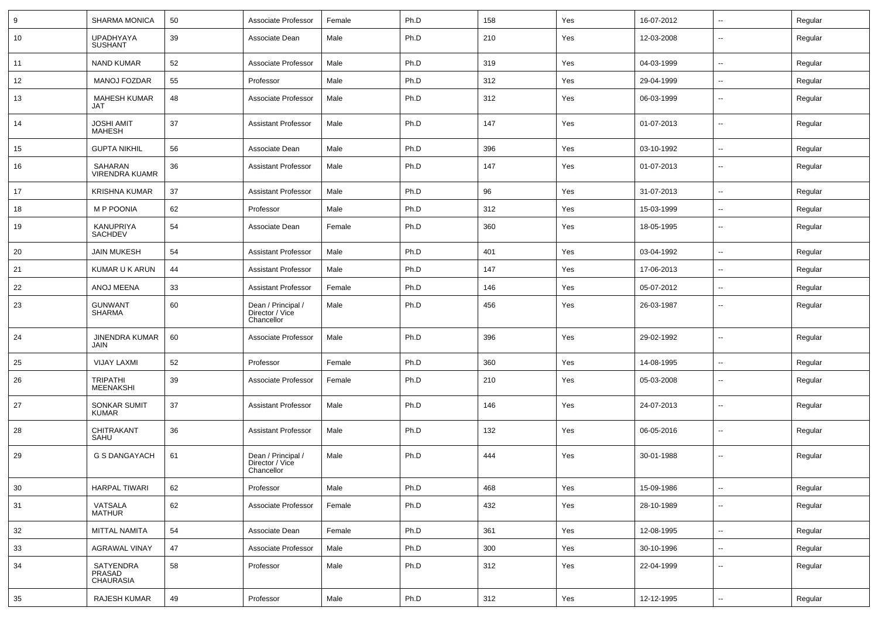| | | | | | | | | | | |
|---|---|---|---|---|---|---|---|---|---|---|
| 9 | SHARMA MONICA | 50 | Associate Professor | Female | Ph.D | 158 | Yes | 16-07-2012 | -- | Regular |
| 10 | UPADHYAYA SUSHANT | 39 | Associate Dean | Male | Ph.D | 210 | Yes | 12-03-2008 | -- | Regular |
| 11 | NAND KUMAR | 52 | Associate Professor | Male | Ph.D | 319 | Yes | 04-03-1999 | -- | Regular |
| 12 | MANOJ FOZDAR | 55 | Professor | Male | Ph.D | 312 | Yes | 29-04-1999 | -- | Regular |
| 13 | MAHESH KUMAR JAT | 48 | Associate Professor | Male | Ph.D | 312 | Yes | 06-03-1999 | -- | Regular |
| 14 | JOSHI AMIT MAHESH | 37 | Assistant Professor | Male | Ph.D | 147 | Yes | 01-07-2013 | -- | Regular |
| 15 | GUPTA NIKHIL | 56 | Associate Dean | Male | Ph.D | 396 | Yes | 03-10-1992 | -- | Regular |
| 16 | SAHARAN VIRENDRA KUAMR | 36 | Assistant Professor | Male | Ph.D | 147 | Yes | 01-07-2013 | -- | Regular |
| 17 | KRISHNA KUMAR | 37 | Assistant Professor | Male | Ph.D | 96 | Yes | 31-07-2013 | -- | Regular |
| 18 | M P POONIA | 62 | Professor | Male | Ph.D | 312 | Yes | 15-03-1999 | -- | Regular |
| 19 | KANUPRIYA SACHDEV | 54 | Associate Dean | Female | Ph.D | 360 | Yes | 18-05-1995 | -- | Regular |
| 20 | JAIN MUKESH | 54 | Assistant Professor | Male | Ph.D | 401 | Yes | 03-04-1992 | -- | Regular |
| 21 | KUMAR U K ARUN | 44 | Assistant Professor | Male | Ph.D | 147 | Yes | 17-06-2013 | -- | Regular |
| 22 | ANOJ MEENA | 33 | Assistant Professor | Female | Ph.D | 146 | Yes | 05-07-2012 | -- | Regular |
| 23 | GUNWANT SHARMA | 60 | Dean / Principal / Director / Vice Chancellor | Male | Ph.D | 456 | Yes | 26-03-1987 | -- | Regular |
| 24 | JINENDRA KUMAR JAIN | 60 | Associate Professor | Male | Ph.D | 396 | Yes | 29-02-1992 | -- | Regular |
| 25 | VIJAY LAXMI | 52 | Professor | Female | Ph.D | 360 | Yes | 14-08-1995 | -- | Regular |
| 26 | TRIPATHI MEENAKSHI | 39 | Associate Professor | Female | Ph.D | 210 | Yes | 05-03-2008 | -- | Regular |
| 27 | SONKAR SUMIT KUMAR | 37 | Assistant Professor | Male | Ph.D | 146 | Yes | 24-07-2013 | -- | Regular |
| 28 | CHITRAKANT SAHU | 36 | Assistant Professor | Male | Ph.D | 132 | Yes | 06-05-2016 | -- | Regular |
| 29 | G S DANGAYACH | 61 | Dean / Principal / Director / Vice Chancellor | Male | Ph.D | 444 | Yes | 30-01-1988 | -- | Regular |
| 30 | HARPAL TIWARI | 62 | Professor | Male | Ph.D | 468 | Yes | 15-09-1986 | -- | Regular |
| 31 | VATSALA MATHUR | 62 | Associate Professor | Female | Ph.D | 432 | Yes | 28-10-1989 | -- | Regular |
| 32 | MITTAL NAMITA | 54 | Associate Dean | Female | Ph.D | 361 | Yes | 12-08-1995 | -- | Regular |
| 33 | AGRAWAL VINAY | 47 | Associate Professor | Male | Ph.D | 300 | Yes | 30-10-1996 | -- | Regular |
| 34 | SATYENDRA PRASAD CHAURASIA | 58 | Professor | Male | Ph.D | 312 | Yes | 22-04-1999 | -- | Regular |
| 35 | RAJESH KUMAR | 49 | Professor | Male | Ph.D | 312 | Yes | 12-12-1995 | -- | Regular |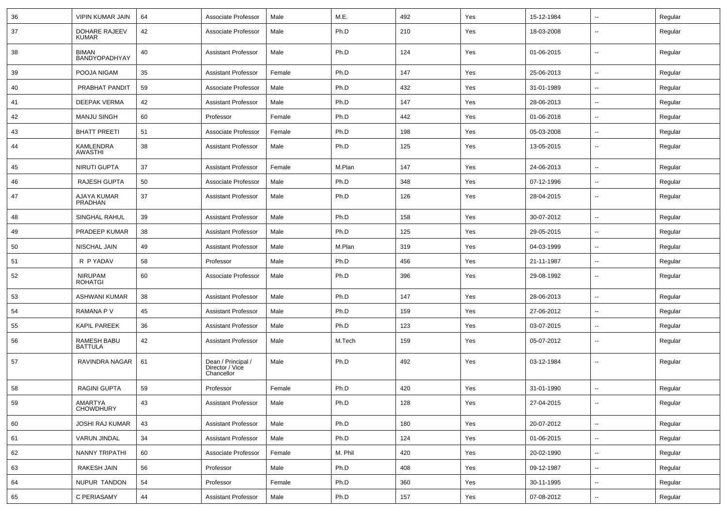| 36 | VIPIN KUMAR JAIN | 64 | Associate Professor | Male | M.E. | 492 | Yes | 15-12-1984 | -- | Regular |
|---|---|---|---|---|---|---|---|---|---|---|
| 37 | DOHARE RAJEEV KUMAR | 42 | Associate Professor | Male | Ph.D | 210 | Yes | 18-03-2008 | -- | Regular |
| 38 | BIMAN BANDYOPADHYAY | 40 | Assistant Professor | Male | Ph.D | 124 | Yes | 01-06-2015 | -- | Regular |
| 39 | POOJA NIGAM | 35 | Assistant Professor | Female | Ph.D | 147 | Yes | 25-06-2013 | -- | Regular |
| 40 | PRABHAT PANDIT | 59 | Associate Professor | Male | Ph.D | 432 | Yes | 31-01-1989 | -- | Regular |
| 41 | DEEPAK VERMA | 42 | Assistant Professor | Male | Ph.D | 147 | Yes | 28-06-2013 | -- | Regular |
| 42 | MANJU SINGH | 60 | Professor | Female | Ph.D | 442 | Yes | 01-06-2018 | -- | Regular |
| 43 | BHATT PREETI | 51 | Associate Professor | Female | Ph.D | 198 | Yes | 05-03-2008 | -- | Regular |
| 44 | KAMLENDRA AWASTHI | 38 | Assistant Professor | Male | Ph.D | 125 | Yes | 13-05-2015 | -- | Regular |
| 45 | NIRUTI GUPTA | 37 | Assistant Professor | Female | M.Plan | 147 | Yes | 24-06-2013 | -- | Regular |
| 46 | RAJESH GUPTA | 50 | Associate Professor | Male | Ph.D | 348 | Yes | 07-12-1996 | -- | Regular |
| 47 | AJAYA KUMAR PRADHAN | 37 | Assistant Professor | Male | Ph.D | 126 | Yes | 28-04-2015 | -- | Regular |
| 48 | SINGHAL RAHUL | 39 | Assistant Professor | Male | Ph.D | 158 | Yes | 30-07-2012 | -- | Regular |
| 49 | PRADEEP KUMAR | 38 | Assistant Professor | Male | Ph.D | 125 | Yes | 29-05-2015 | -- | Regular |
| 50 | NISCHAL JAIN | 49 | Assistant Professor | Male | M.Plan | 319 | Yes | 04-03-1999 | -- | Regular |
| 51 | R P YADAV | 58 | Professor | Male | Ph.D | 456 | Yes | 21-11-1987 | -- | Regular |
| 52 | NIRUPAM ROHATGI | 60 | Associate Professor | Male | Ph.D | 396 | Yes | 29-08-1992 | -- | Regular |
| 53 | ASHWANI KUMAR | 38 | Assistant Professor | Male | Ph.D | 147 | Yes | 28-06-2013 | -- | Regular |
| 54 | RAMANA P V | 45 | Assistant Professor | Male | Ph.D | 159 | Yes | 27-06-2012 | -- | Regular |
| 55 | KAPIL PAREEK | 36 | Assistant Professor | Male | Ph.D | 123 | Yes | 03-07-2015 | -- | Regular |
| 56 | RAMESH BABU BATTULA | 42 | Assistant Professor | Male | M.Tech | 159 | Yes | 05-07-2012 | -- | Regular |
| 57 | RAVINDRA NAGAR | 61 | Dean / Principal / Director / Vice Chancellor | Male | Ph.D | 492 | Yes | 03-12-1984 | -- | Regular |
| 58 | RAGINI GUPTA | 59 | Professor | Female | Ph.D | 420 | Yes | 31-01-1990 | -- | Regular |
| 59 | AMARTYA CHOWDHURY | 43 | Assistant Professor | Male | Ph.D | 128 | Yes | 27-04-2015 | -- | Regular |
| 60 | JOSHI RAJ KUMAR | 43 | Assistant Professor | Male | Ph.D | 180 | Yes | 20-07-2012 | -- | Regular |
| 61 | VARUN JINDAL | 34 | Assistant Professor | Male | Ph.D | 124 | Yes | 01-06-2015 | -- | Regular |
| 62 | NANNY TRIPATHI | 60 | Associate Professor | Female | M. Phil | 420 | Yes | 20-02-1990 | -- | Regular |
| 63 | RAKESH JAIN | 56 | Professor | Male | Ph.D | 408 | Yes | 09-12-1987 | -- | Regular |
| 64 | NUPUR TANDON | 54 | Professor | Female | Ph.D | 360 | Yes | 30-11-1995 | -- | Regular |
| 65 | C PERIASAMY | 44 | Assistant Professor | Male | Ph.D | 157 | Yes | 07-08-2012 | -- | Regular |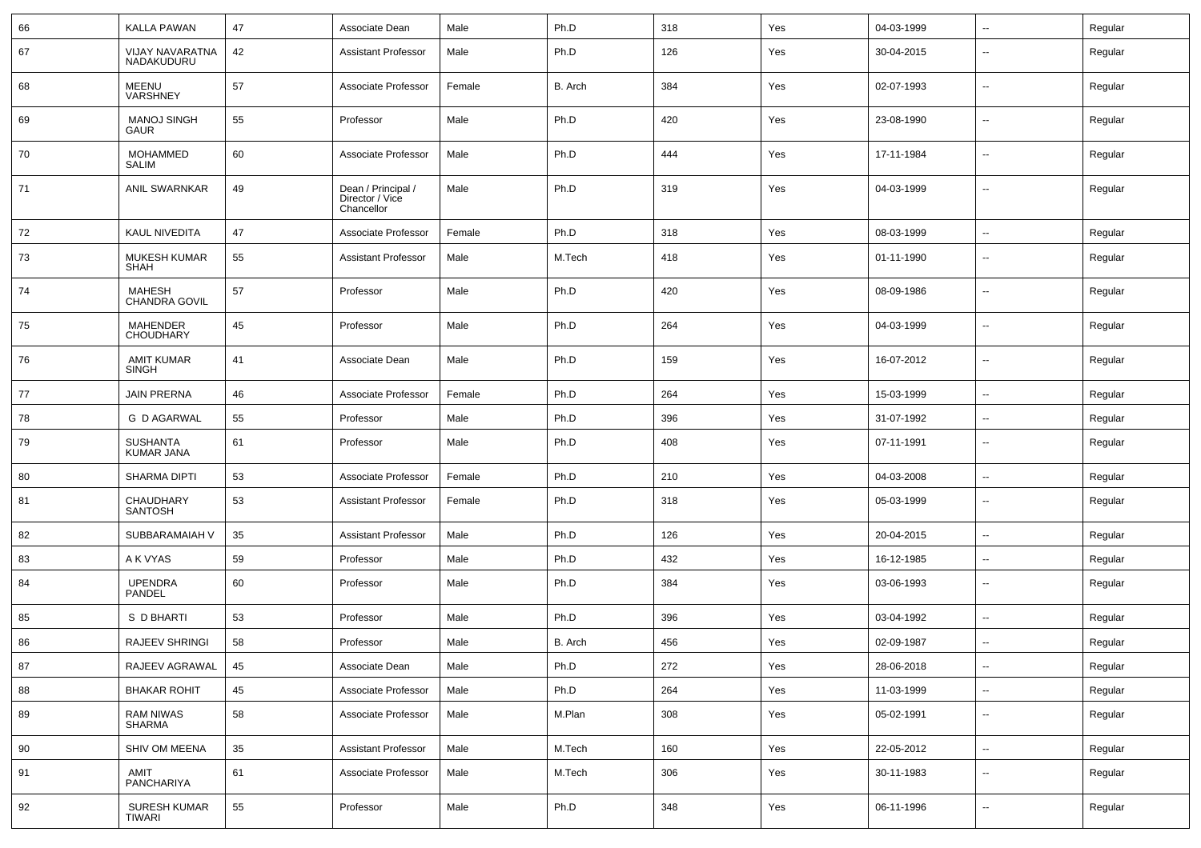| 66 | KALLA PAWAN | 47 | Associate Dean | Male | Ph.D | 318 | Yes | 04-03-1999 | -- | Regular |
|---|---|---|---|---|---|---|---|---|---|---|
| 67 | VIJAY NAVARATNA NADAKUDURU | 42 | Assistant Professor | Male | Ph.D | 126 | Yes | 30-04-2015 | -- | Regular |
| 68 | MEENU VARSHNEY | 57 | Associate Professor | Female | B. Arch | 384 | Yes | 02-07-1993 | -- | Regular |
| 69 | MANOJ SINGH GAUR | 55 | Professor | Male | Ph.D | 420 | Yes | 23-08-1990 | -- | Regular |
| 70 | MOHAMMED SALIM | 60 | Associate Professor | Male | Ph.D | 444 | Yes | 17-11-1984 | -- | Regular |
| 71 | ANIL SWARNKAR | 49 | Dean / Principal / Director / Vice Chancellor | Male | Ph.D | 319 | Yes | 04-03-1999 | -- | Regular |
| 72 | KAUL NIVEDITA | 47 | Associate Professor | Female | Ph.D | 318 | Yes | 08-03-1999 | -- | Regular |
| 73 | MUKESH KUMAR SHAH | 55 | Assistant Professor | Male | M.Tech | 418 | Yes | 01-11-1990 | -- | Regular |
| 74 | MAHESH CHANDRA GOVIL | 57 | Professor | Male | Ph.D | 420 | Yes | 08-09-1986 | -- | Regular |
| 75 | MAHENDER CHOUDHARY | 45 | Professor | Male | Ph.D | 264 | Yes | 04-03-1999 | -- | Regular |
| 76 | AMIT KUMAR SINGH | 41 | Associate Dean | Male | Ph.D | 159 | Yes | 16-07-2012 | -- | Regular |
| 77 | JAIN PRERNA | 46 | Associate Professor | Female | Ph.D | 264 | Yes | 15-03-1999 | -- | Regular |
| 78 | G D AGARWAL | 55 | Professor | Male | Ph.D | 396 | Yes | 31-07-1992 | -- | Regular |
| 79 | SUSHANTA KUMAR JANA | 61 | Professor | Male | Ph.D | 408 | Yes | 07-11-1991 | -- | Regular |
| 80 | SHARMA DIPTI | 53 | Associate Professor | Female | Ph.D | 210 | Yes | 04-03-2008 | -- | Regular |
| 81 | CHAUDHARY SANTOSH | 53 | Assistant Professor | Female | Ph.D | 318 | Yes | 05-03-1999 | -- | Regular |
| 82 | SUBBARAMAIAH V | 35 | Assistant Professor | Male | Ph.D | 126 | Yes | 20-04-2015 | -- | Regular |
| 83 | A K VYAS | 59 | Professor | Male | Ph.D | 432 | Yes | 16-12-1985 | -- | Regular |
| 84 | UPENDRA PANDEL | 60 | Professor | Male | Ph.D | 384 | Yes | 03-06-1993 | -- | Regular |
| 85 | S D BHARTI | 53 | Professor | Male | Ph.D | 396 | Yes | 03-04-1992 | -- | Regular |
| 86 | RAJEEV SHRINGI | 58 | Professor | Male | B. Arch | 456 | Yes | 02-09-1987 | -- | Regular |
| 87 | RAJEEV AGRAWAL | 45 | Associate Dean | Male | Ph.D | 272 | Yes | 28-06-2018 | -- | Regular |
| 88 | BHAKAR ROHIT | 45 | Associate Professor | Male | Ph.D | 264 | Yes | 11-03-1999 | -- | Regular |
| 89 | RAM NIWAS SHARMA | 58 | Associate Professor | Male | M.Plan | 308 | Yes | 05-02-1991 | -- | Regular |
| 90 | SHIV OM MEENA | 35 | Assistant Professor | Male | M.Tech | 160 | Yes | 22-05-2012 | -- | Regular |
| 91 | AMIT PANCHARIYA | 61 | Associate Professor | Male | M.Tech | 306 | Yes | 30-11-1983 | -- | Regular |
| 92 | SURESH KUMAR TIWARI | 55 | Professor | Male | Ph.D | 348 | Yes | 06-11-1996 | -- | Regular |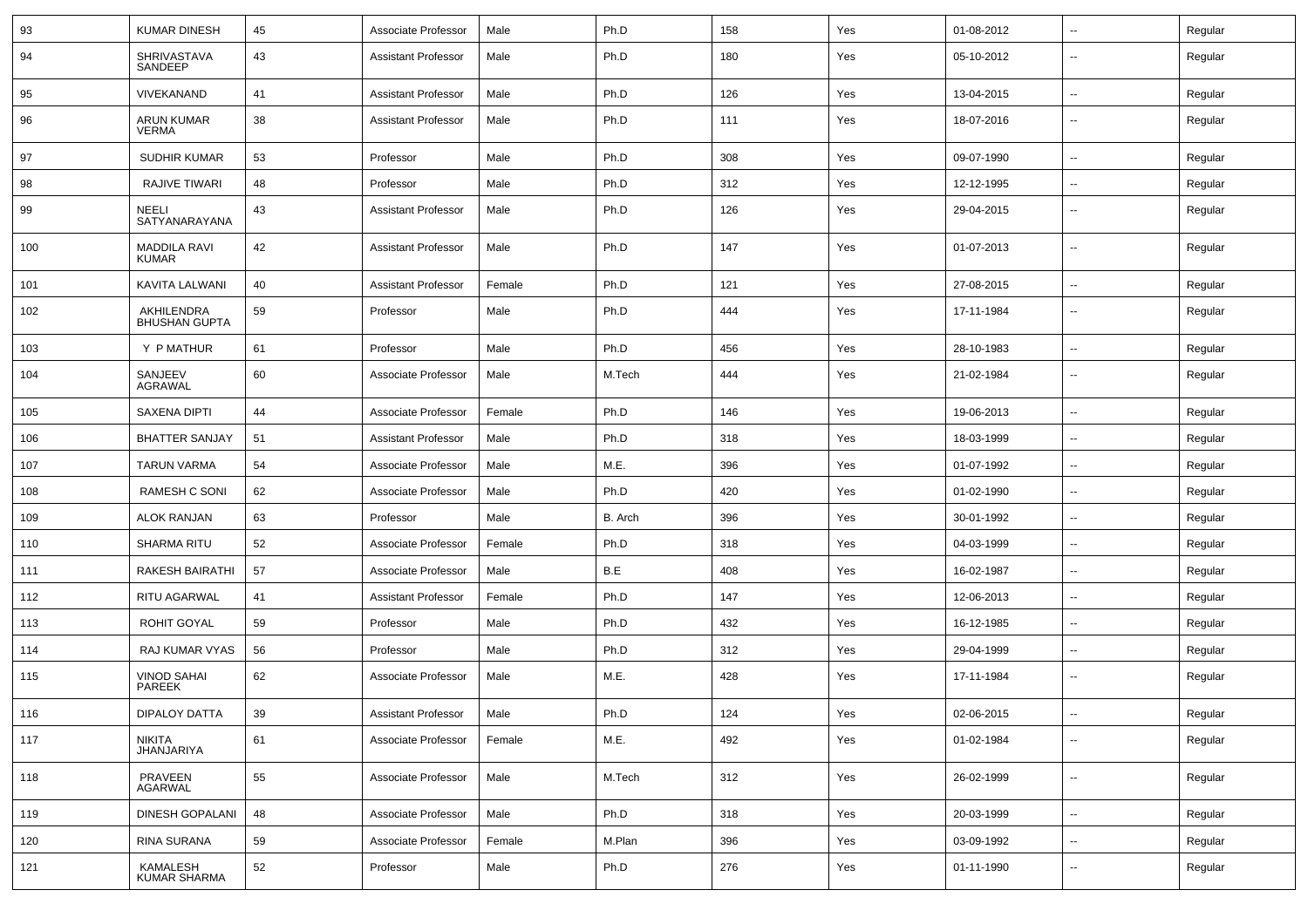| 93 | KUMAR DINESH | 45 | Associate Professor | Male | Ph.D | 158 | Yes | 01-08-2012 | -- | Regular |
|---|---|---|---|---|---|---|---|---|---|---|
| 94 | SHRIVASTAVA SANDEEP | 43 | Assistant Professor | Male | Ph.D | 180 | Yes | 05-10-2012 | -- | Regular |
| 95 | VIVEKANAND | 41 | Assistant Professor | Male | Ph.D | 126 | Yes | 13-04-2015 | -- | Regular |
| 96 | ARUN KUMAR VERMA | 38 | Assistant Professor | Male | Ph.D | 111 | Yes | 18-07-2016 | -- | Regular |
| 97 | SUDHIR KUMAR | 53 | Professor | Male | Ph.D | 308 | Yes | 09-07-1990 | -- | Regular |
| 98 | RAJIVE TIWARI | 48 | Professor | Male | Ph.D | 312 | Yes | 12-12-1995 | -- | Regular |
| 99 | NEELI SATYANARAYANA | 43 | Assistant Professor | Male | Ph.D | 126 | Yes | 29-04-2015 | -- | Regular |
| 100 | MADDILA RAVI KUMAR | 42 | Assistant Professor | Male | Ph.D | 147 | Yes | 01-07-2013 | -- | Regular |
| 101 | KAVITA LALWANI | 40 | Assistant Professor | Female | Ph.D | 121 | Yes | 27-08-2015 | -- | Regular |
| 102 | AKHILENDRA BHUSHAN GUPTA | 59 | Professor | Male | Ph.D | 444 | Yes | 17-11-1984 | -- | Regular |
| 103 | Y P MATHUR | 61 | Professor | Male | Ph.D | 456 | Yes | 28-10-1983 | -- | Regular |
| 104 | SANJEEV AGRAWAL | 60 | Associate Professor | Male | M.Tech | 444 | Yes | 21-02-1984 | -- | Regular |
| 105 | SAXENA DIPTI | 44 | Associate Professor | Female | Ph.D | 146 | Yes | 19-06-2013 | -- | Regular |
| 106 | BHATTER SANJAY | 51 | Assistant Professor | Male | Ph.D | 318 | Yes | 18-03-1999 | -- | Regular |
| 107 | TARUN VARMA | 54 | Associate Professor | Male | M.E. | 396 | Yes | 01-07-1992 | -- | Regular |
| 108 | RAMESH C SONI | 62 | Associate Professor | Male | Ph.D | 420 | Yes | 01-02-1990 | -- | Regular |
| 109 | ALOK RANJAN | 63 | Professor | Male | B. Arch | 396 | Yes | 30-01-1992 | -- | Regular |
| 110 | SHARMA RITU | 52 | Associate Professor | Female | Ph.D | 318 | Yes | 04-03-1999 | -- | Regular |
| 111 | RAKESH BAIRATHI | 57 | Associate Professor | Male | B.E | 408 | Yes | 16-02-1987 | -- | Regular |
| 112 | RITU AGARWAL | 41 | Assistant Professor | Female | Ph.D | 147 | Yes | 12-06-2013 | -- | Regular |
| 113 | ROHIT GOYAL | 59 | Professor | Male | Ph.D | 432 | Yes | 16-12-1985 | -- | Regular |
| 114 | RAJ KUMAR VYAS | 56 | Professor | Male | Ph.D | 312 | Yes | 29-04-1999 | -- | Regular |
| 115 | VINOD SAHAI PAREEK | 62 | Associate Professor | Male | M.E. | 428 | Yes | 17-11-1984 | -- | Regular |
| 116 | DIPALOY DATTA | 39 | Assistant Professor | Male | Ph.D | 124 | Yes | 02-06-2015 | -- | Regular |
| 117 | NIKITA JHANJARIYA | 61 | Associate Professor | Female | M.E. | 492 | Yes | 01-02-1984 | -- | Regular |
| 118 | PRAVEEN AGARWAL | 55 | Associate Professor | Male | M.Tech | 312 | Yes | 26-02-1999 | -- | Regular |
| 119 | DINESH GOPALANI | 48 | Associate Professor | Male | Ph.D | 318 | Yes | 20-03-1999 | -- | Regular |
| 120 | RINA SURANA | 59 | Associate Professor | Female | M.Plan | 396 | Yes | 03-09-1992 | -- | Regular |
| 121 | KAMALESH KUMAR SHARMA | 52 | Professor | Male | Ph.D | 276 | Yes | 01-11-1990 | -- | Regular |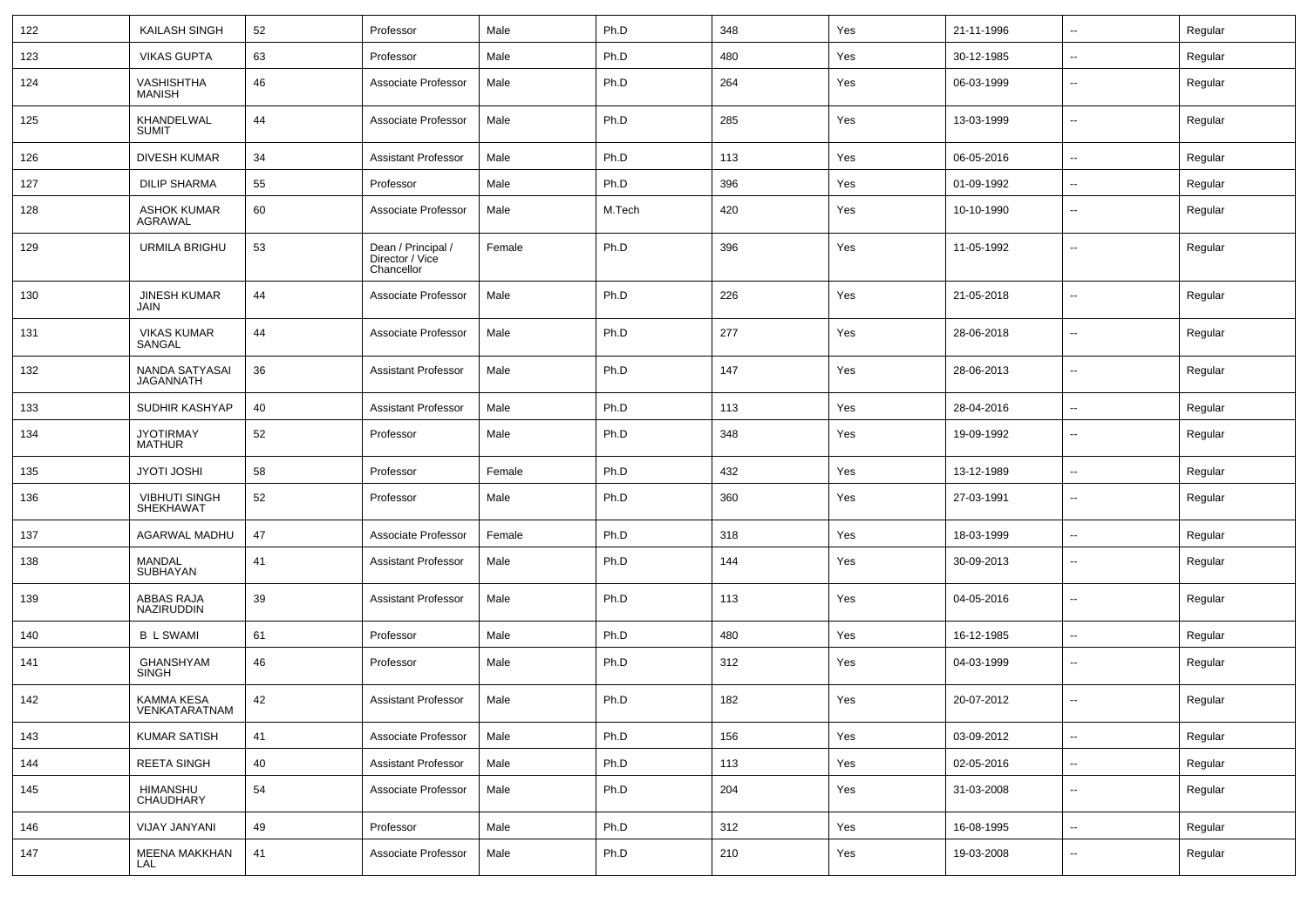| 122 | KAILASH SINGH | 52 | Professor | Male | Ph.D | 348 | Yes | 21-11-1996 | -- | Regular |
|---|---|---|---|---|---|---|---|---|---|---|
| 123 | VIKAS GUPTA | 63 | Professor | Male | Ph.D | 480 | Yes | 30-12-1985 | -- | Regular |
| 124 | VASHISHTHA MANISH | 46 | Associate Professor | Male | Ph.D | 264 | Yes | 06-03-1999 | -- | Regular |
| 125 | KHANDELWAL SUMIT | 44 | Associate Professor | Male | Ph.D | 285 | Yes | 13-03-1999 | -- | Regular |
| 126 | DIVESH KUMAR | 34 | Assistant Professor | Male | Ph.D | 113 | Yes | 06-05-2016 | -- | Regular |
| 127 | DILIP SHARMA | 55 | Professor | Male | Ph.D | 396 | Yes | 01-09-1992 | -- | Regular |
| 128 | ASHOK KUMAR AGRAWAL | 60 | Associate Professor | Male | M.Tech | 420 | Yes | 10-10-1990 | -- | Regular |
| 129 | URMILA BRIGHU | 53 | Dean / Principal / Director / Vice Chancellor | Female | Ph.D | 396 | Yes | 11-05-1992 | -- | Regular |
| 130 | JINESH KUMAR JAIN | 44 | Associate Professor | Male | Ph.D | 226 | Yes | 21-05-2018 | -- | Regular |
| 131 | VIKAS KUMAR SANGAL | 44 | Associate Professor | Male | Ph.D | 277 | Yes | 28-06-2018 | -- | Regular |
| 132 | NANDA SATYASAI JAGANNATH | 36 | Assistant Professor | Male | Ph.D | 147 | Yes | 28-06-2013 | -- | Regular |
| 133 | SUDHIR KASHYAP | 40 | Assistant Professor | Male | Ph.D | 113 | Yes | 28-04-2016 | -- | Regular |
| 134 | JYOTIRMAY MATHUR | 52 | Professor | Male | Ph.D | 348 | Yes | 19-09-1992 | -- | Regular |
| 135 | JYOTI JOSHI | 58 | Professor | Female | Ph.D | 432 | Yes | 13-12-1989 | -- | Regular |
| 136 | VIBHUTI SINGH SHEKHAWAT | 52 | Professor | Male | Ph.D | 360 | Yes | 27-03-1991 | -- | Regular |
| 137 | AGARWAL MADHU | 47 | Associate Professor | Female | Ph.D | 318 | Yes | 18-03-1999 | -- | Regular |
| 138 | MANDAL SUBHAYAN | 41 | Assistant Professor | Male | Ph.D | 144 | Yes | 30-09-2013 | -- | Regular |
| 139 | ABBAS RAJA NAZIRUDDIN | 39 | Assistant Professor | Male | Ph.D | 113 | Yes | 04-05-2016 | -- | Regular |
| 140 | B L SWAMI | 61 | Professor | Male | Ph.D | 480 | Yes | 16-12-1985 | -- | Regular |
| 141 | GHANSHYAM SINGH | 46 | Professor | Male | Ph.D | 312 | Yes | 04-03-1999 | -- | Regular |
| 142 | KAMMA KESA VENKATARATNAM | 42 | Assistant Professor | Male | Ph.D | 182 | Yes | 20-07-2012 | -- | Regular |
| 143 | KUMAR SATISH | 41 | Associate Professor | Male | Ph.D | 156 | Yes | 03-09-2012 | -- | Regular |
| 144 | REETA SINGH | 40 | Assistant Professor | Male | Ph.D | 113 | Yes | 02-05-2016 | -- | Regular |
| 145 | HIMANSHU CHAUDHARY | 54 | Associate Professor | Male | Ph.D | 204 | Yes | 31-03-2008 | -- | Regular |
| 146 | VIJAY JANYANI | 49 | Professor | Male | Ph.D | 312 | Yes | 16-08-1995 | -- | Regular |
| 147 | MEENA MAKKHAN LAL | 41 | Associate Professor | Male | Ph.D | 210 | Yes | 19-03-2008 | -- | Regular |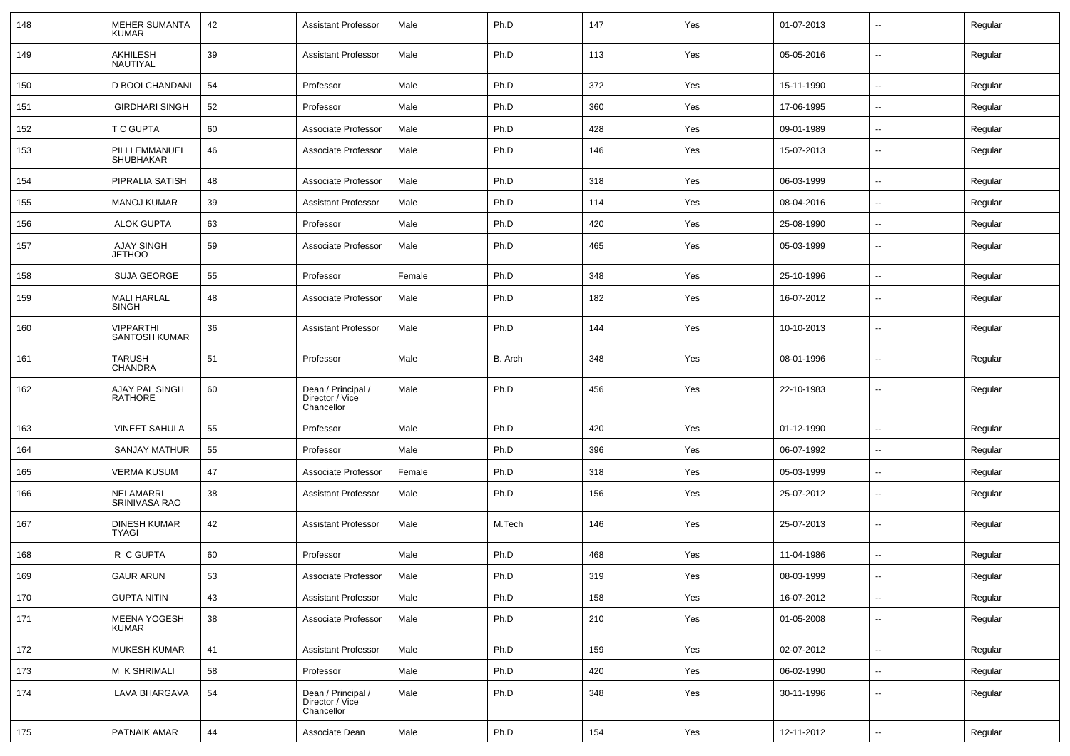| 148 | MEHER SUMANTA KUMAR | 42 | Assistant Professor | Male | Ph.D | 147 | Yes | 01-07-2013 | -- | Regular |
|---|---|---|---|---|---|---|---|---|---|---|
| 149 | AKHILESH NAUTIYAL | 39 | Assistant Professor | Male | Ph.D | 113 | Yes | 05-05-2016 | -- | Regular |
| 150 | D BOOLCHANDANI | 54 | Professor | Male | Ph.D | 372 | Yes | 15-11-1990 | -- | Regular |
| 151 | GIRDHARI SINGH | 52 | Professor | Male | Ph.D | 360 | Yes | 17-06-1995 | -- | Regular |
| 152 | T C GUPTA | 60 | Associate Professor | Male | Ph.D | 428 | Yes | 09-01-1989 | -- | Regular |
| 153 | PILLI EMMANUEL SHUBHAKAR | 46 | Associate Professor | Male | Ph.D | 146 | Yes | 15-07-2013 | -- | Regular |
| 154 | PIPRALIA SATISH | 48 | Associate Professor | Male | Ph.D | 318 | Yes | 06-03-1999 | -- | Regular |
| 155 | MANOJ KUMAR | 39 | Assistant Professor | Male | Ph.D | 114 | Yes | 08-04-2016 | -- | Regular |
| 156 | ALOK GUPTA | 63 | Professor | Male | Ph.D | 420 | Yes | 25-08-1990 | -- | Regular |
| 157 | AJAY SINGH JETHOO | 59 | Associate Professor | Male | Ph.D | 465 | Yes | 05-03-1999 | -- | Regular |
| 158 | SUJA GEORGE | 55 | Professor | Female | Ph.D | 348 | Yes | 25-10-1996 | -- | Regular |
| 159 | MALI HARLAL SINGH | 48 | Associate Professor | Male | Ph.D | 182 | Yes | 16-07-2012 | -- | Regular |
| 160 | VIPPARTHI SANTOSH KUMAR | 36 | Assistant Professor | Male | Ph.D | 144 | Yes | 10-10-2013 | -- | Regular |
| 161 | TARUSH CHANDRA | 51 | Professor | Male | B. Arch | 348 | Yes | 08-01-1996 | -- | Regular |
| 162 | AJAY PAL SINGH RATHORE | 60 | Dean / Principal / Director / Vice Chancellor | Male | Ph.D | 456 | Yes | 22-10-1983 | -- | Regular |
| 163 | VINEET SAHULA | 55 | Professor | Male | Ph.D | 420 | Yes | 01-12-1990 | -- | Regular |
| 164 | SANJAY MATHUR | 55 | Professor | Male | Ph.D | 396 | Yes | 06-07-1992 | -- | Regular |
| 165 | VERMA KUSUM | 47 | Associate Professor | Female | Ph.D | 318 | Yes | 05-03-1999 | -- | Regular |
| 166 | NELAMARRI SRINIVASA RAO | 38 | Assistant Professor | Male | Ph.D | 156 | Yes | 25-07-2012 | -- | Regular |
| 167 | DINESH KUMAR TYAGI | 42 | Assistant Professor | Male | M.Tech | 146 | Yes | 25-07-2013 | -- | Regular |
| 168 | R C GUPTA | 60 | Professor | Male | Ph.D | 468 | Yes | 11-04-1986 | -- | Regular |
| 169 | GAUR ARUN | 53 | Associate Professor | Male | Ph.D | 319 | Yes | 08-03-1999 | -- | Regular |
| 170 | GUPTA NITIN | 43 | Assistant Professor | Male | Ph.D | 158 | Yes | 16-07-2012 | -- | Regular |
| 171 | MEENA YOGESH KUMAR | 38 | Associate Professor | Male | Ph.D | 210 | Yes | 01-05-2008 | -- | Regular |
| 172 | MUKESH KUMAR | 41 | Assistant Professor | Male | Ph.D | 159 | Yes | 02-07-2012 | -- | Regular |
| 173 | M K SHRIMALI | 58 | Professor | Male | Ph.D | 420 | Yes | 06-02-1990 | -- | Regular |
| 174 | LAVA BHARGAVA | 54 | Dean / Principal / Director / Vice Chancellor | Male | Ph.D | 348 | Yes | 30-11-1996 | -- | Regular |
| 175 | PATNAIK AMAR | 44 | Associate Dean | Male | Ph.D | 154 | Yes | 12-11-2012 | -- | Regular |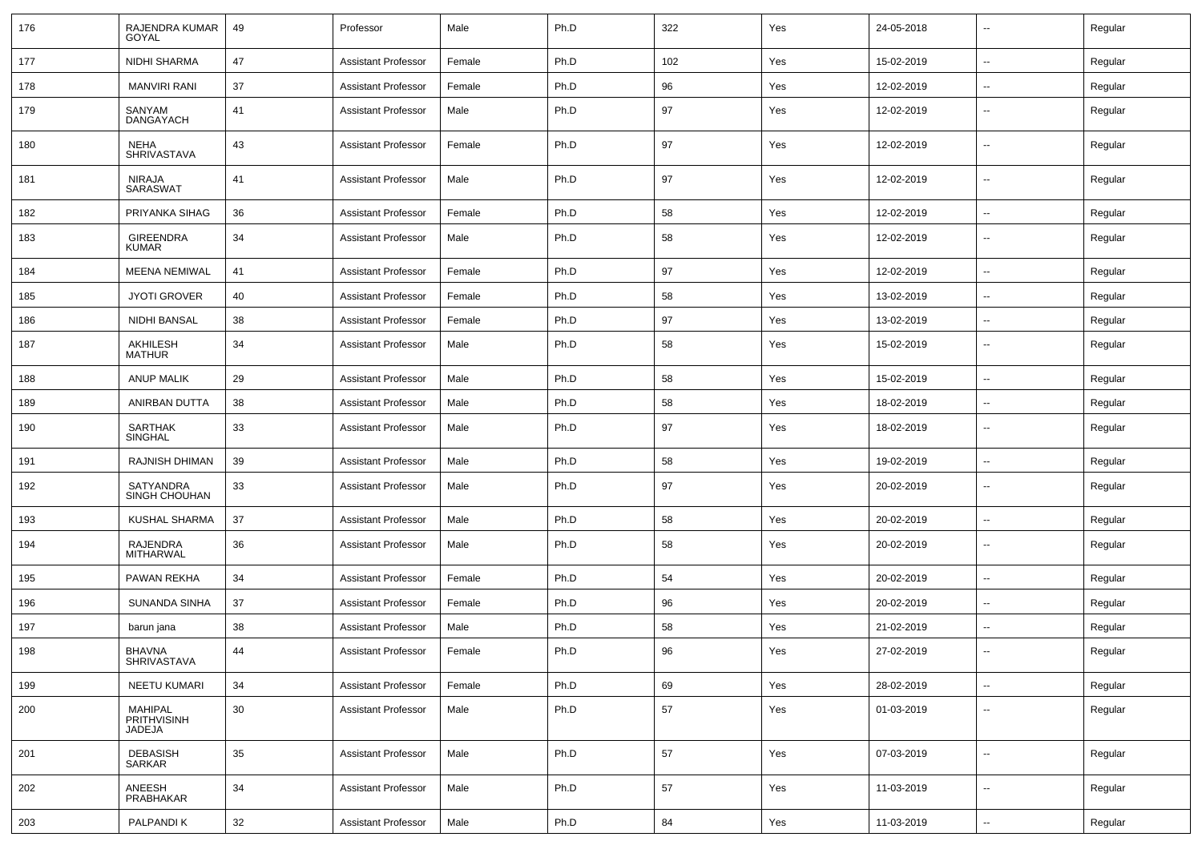| 176 | RAJENDRA KUMAR GOYAL | 49 | Professor | Male | Ph.D | 322 | Yes | 24-05-2018 | -- | Regular |
|---|---|---|---|---|---|---|---|---|---|---|
| 177 | NIDHI SHARMA | 47 | Assistant Professor | Female | Ph.D | 102 | Yes | 15-02-2019 | -- | Regular |
| 178 | MANVIRI RANI | 37 | Assistant Professor | Female | Ph.D | 96 | Yes | 12-02-2019 | -- | Regular |
| 179 | SANYAM DANGAYACH | 41 | Assistant Professor | Male | Ph.D | 97 | Yes | 12-02-2019 | -- | Regular |
| 180 | NEHA SHRIVASTAVA | 43 | Assistant Professor | Female | Ph.D | 97 | Yes | 12-02-2019 | -- | Regular |
| 181 | NIRAJA SARASWAT | 41 | Assistant Professor | Male | Ph.D | 97 | Yes | 12-02-2019 | -- | Regular |
| 182 | PRIYANKA SIHAG | 36 | Assistant Professor | Female | Ph.D | 58 | Yes | 12-02-2019 | -- | Regular |
| 183 | GIREENDRA KUMAR | 34 | Assistant Professor | Male | Ph.D | 58 | Yes | 12-02-2019 | -- | Regular |
| 184 | MEENA NEMIWAL | 41 | Assistant Professor | Female | Ph.D | 97 | Yes | 12-02-2019 | -- | Regular |
| 185 | JYOTI GROVER | 40 | Assistant Professor | Female | Ph.D | 58 | Yes | 13-02-2019 | -- | Regular |
| 186 | NIDHI BANSAL | 38 | Assistant Professor | Female | Ph.D | 97 | Yes | 13-02-2019 | -- | Regular |
| 187 | AKHILESH MATHUR | 34 | Assistant Professor | Male | Ph.D | 58 | Yes | 15-02-2019 | -- | Regular |
| 188 | ANUP MALIK | 29 | Assistant Professor | Male | Ph.D | 58 | Yes | 15-02-2019 | -- | Regular |
| 189 | ANIRBAN DUTTA | 38 | Assistant Professor | Male | Ph.D | 58 | Yes | 18-02-2019 | -- | Regular |
| 190 | SARTHAK SINGHAL | 33 | Assistant Professor | Male | Ph.D | 97 | Yes | 18-02-2019 | -- | Regular |
| 191 | RAJNISH DHIMAN | 39 | Assistant Professor | Male | Ph.D | 58 | Yes | 19-02-2019 | -- | Regular |
| 192 | SATYANDRA SINGH CHOUHAN | 33 | Assistant Professor | Male | Ph.D | 97 | Yes | 20-02-2019 | -- | Regular |
| 193 | KUSHAL SHARMA | 37 | Assistant Professor | Male | Ph.D | 58 | Yes | 20-02-2019 | -- | Regular |
| 194 | RAJENDRA MITHARWAL | 36 | Assistant Professor | Male | Ph.D | 58 | Yes | 20-02-2019 | -- | Regular |
| 195 | PAWAN REKHA | 34 | Assistant Professor | Female | Ph.D | 54 | Yes | 20-02-2019 | -- | Regular |
| 196 | SUNANDA SINHA | 37 | Assistant Professor | Female | Ph.D | 96 | Yes | 20-02-2019 | -- | Regular |
| 197 | barun jana | 38 | Assistant Professor | Male | Ph.D | 58 | Yes | 21-02-2019 | -- | Regular |
| 198 | BHAVNA SHRIVASTAVA | 44 | Assistant Professor | Female | Ph.D | 96 | Yes | 27-02-2019 | -- | Regular |
| 199 | NEETU KUMARI | 34 | Assistant Professor | Female | Ph.D | 69 | Yes | 28-02-2019 | -- | Regular |
| 200 | MAHIPAL PRITHVISINH JADEJA | 30 | Assistant Professor | Male | Ph.D | 57 | Yes | 01-03-2019 | -- | Regular |
| 201 | DEBASISH SARKAR | 35 | Assistant Professor | Male | Ph.D | 57 | Yes | 07-03-2019 | -- | Regular |
| 202 | ANEESH PRABHAKAR | 34 | Assistant Professor | Male | Ph.D | 57 | Yes | 11-03-2019 | -- | Regular |
| 203 | PALPANDI K | 32 | Assistant Professor | Male | Ph.D | 84 | Yes | 11-03-2019 | -- | Regular |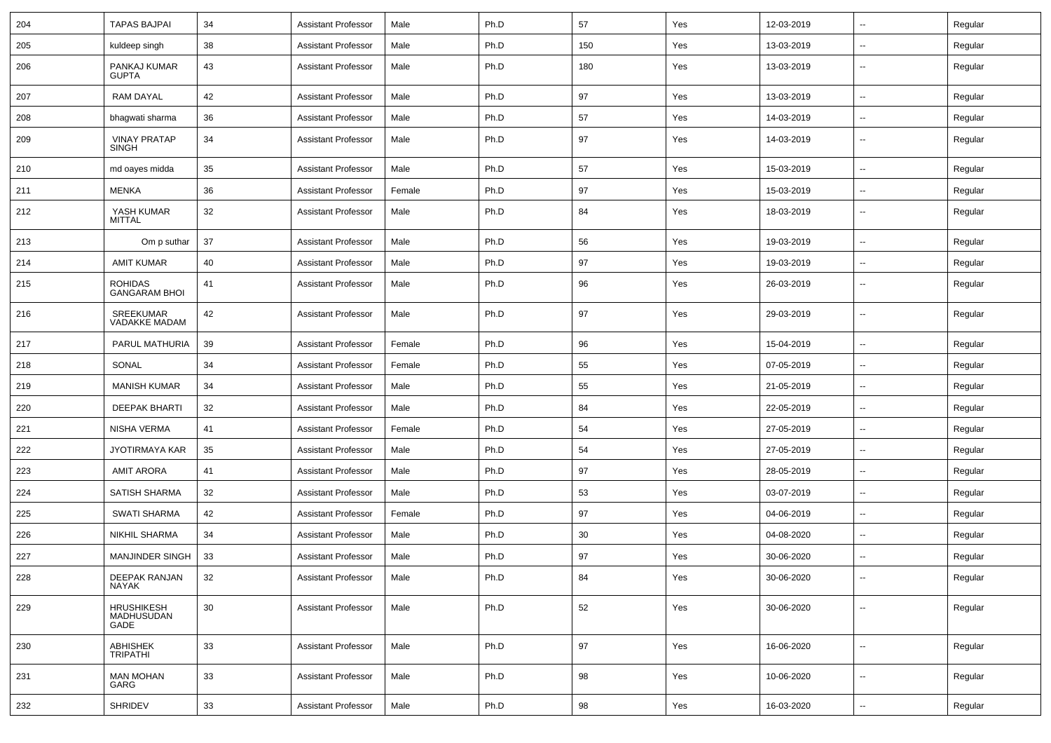| 204 | TAPAS BAJPAI | 34 | Assistant Professor | Male | Ph.D | 57 | Yes | 12-03-2019 | -- | Regular |
|---|---|---|---|---|---|---|---|---|---|---|
| 205 | kuldeep singh | 38 | Assistant Professor | Male | Ph.D | 150 | Yes | 13-03-2019 | -- | Regular |
| 206 | PANKAJ KUMAR GUPTA | 43 | Assistant Professor | Male | Ph.D | 180 | Yes | 13-03-2019 | -- | Regular |
| 207 | RAM DAYAL | 42 | Assistant Professor | Male | Ph.D | 97 | Yes | 13-03-2019 | -- | Regular |
| 208 | bhagwati sharma | 36 | Assistant Professor | Male | Ph.D | 57 | Yes | 14-03-2019 | -- | Regular |
| 209 | VINAY PRATAP SINGH | 34 | Assistant Professor | Male | Ph.D | 97 | Yes | 14-03-2019 | -- | Regular |
| 210 | md oayes midda | 35 | Assistant Professor | Male | Ph.D | 57 | Yes | 15-03-2019 | -- | Regular |
| 211 | MENKA | 36 | Assistant Professor | Female | Ph.D | 97 | Yes | 15-03-2019 | -- | Regular |
| 212 | YASH KUMAR MITTAL | 32 | Assistant Professor | Male | Ph.D | 84 | Yes | 18-03-2019 | -- | Regular |
| 213 | Om p suthar | 37 | Assistant Professor | Male | Ph.D | 56 | Yes | 19-03-2019 | -- | Regular |
| 214 | AMIT KUMAR | 40 | Assistant Professor | Male | Ph.D | 97 | Yes | 19-03-2019 | -- | Regular |
| 215 | ROHIDAS GANGARAM BHOI | 41 | Assistant Professor | Male | Ph.D | 96 | Yes | 26-03-2019 | -- | Regular |
| 216 | SREEKUMAR VADAKKE MADAM | 42 | Assistant Professor | Male | Ph.D | 97 | Yes | 29-03-2019 | -- | Regular |
| 217 | PARUL MATHURIA | 39 | Assistant Professor | Female | Ph.D | 96 | Yes | 15-04-2019 | -- | Regular |
| 218 | SONAL | 34 | Assistant Professor | Female | Ph.D | 55 | Yes | 07-05-2019 | -- | Regular |
| 219 | MANISH KUMAR | 34 | Assistant Professor | Male | Ph.D | 55 | Yes | 21-05-2019 | -- | Regular |
| 220 | DEEPAK BHARTI | 32 | Assistant Professor | Male | Ph.D | 84 | Yes | 22-05-2019 | -- | Regular |
| 221 | NISHA VERMA | 41 | Assistant Professor | Female | Ph.D | 54 | Yes | 27-05-2019 | -- | Regular |
| 222 | JYOTIRMAYA KAR | 35 | Assistant Professor | Male | Ph.D | 54 | Yes | 27-05-2019 | -- | Regular |
| 223 | AMIT ARORA | 41 | Assistant Professor | Male | Ph.D | 97 | Yes | 28-05-2019 | -- | Regular |
| 224 | SATISH SHARMA | 32 | Assistant Professor | Male | Ph.D | 53 | Yes | 03-07-2019 | -- | Regular |
| 225 | SWATI SHARMA | 42 | Assistant Professor | Female | Ph.D | 97 | Yes | 04-06-2019 | -- | Regular |
| 226 | NIKHIL SHARMA | 34 | Assistant Professor | Male | Ph.D | 30 | Yes | 04-08-2020 | -- | Regular |
| 227 | MANJINDER SINGH | 33 | Assistant Professor | Male | Ph.D | 97 | Yes | 30-06-2020 | -- | Regular |
| 228 | DEEPAK RANJAN NAYAK | 32 | Assistant Professor | Male | Ph.D | 84 | Yes | 30-06-2020 | -- | Regular |
| 229 | HRUSHIKESH MADHUSUDAN GADE | 30 | Assistant Professor | Male | Ph.D | 52 | Yes | 30-06-2020 | -- | Regular |
| 230 | ABHISHEK TRIPATHI | 33 | Assistant Professor | Male | Ph.D | 97 | Yes | 16-06-2020 | -- | Regular |
| 231 | MAN MOHAN GARG | 33 | Assistant Professor | Male | Ph.D | 98 | Yes | 10-06-2020 | -- | Regular |
| 232 | SHRIDEV | 33 | Assistant Professor | Male | Ph.D | 98 | Yes | 16-03-2020 | -- | Regular |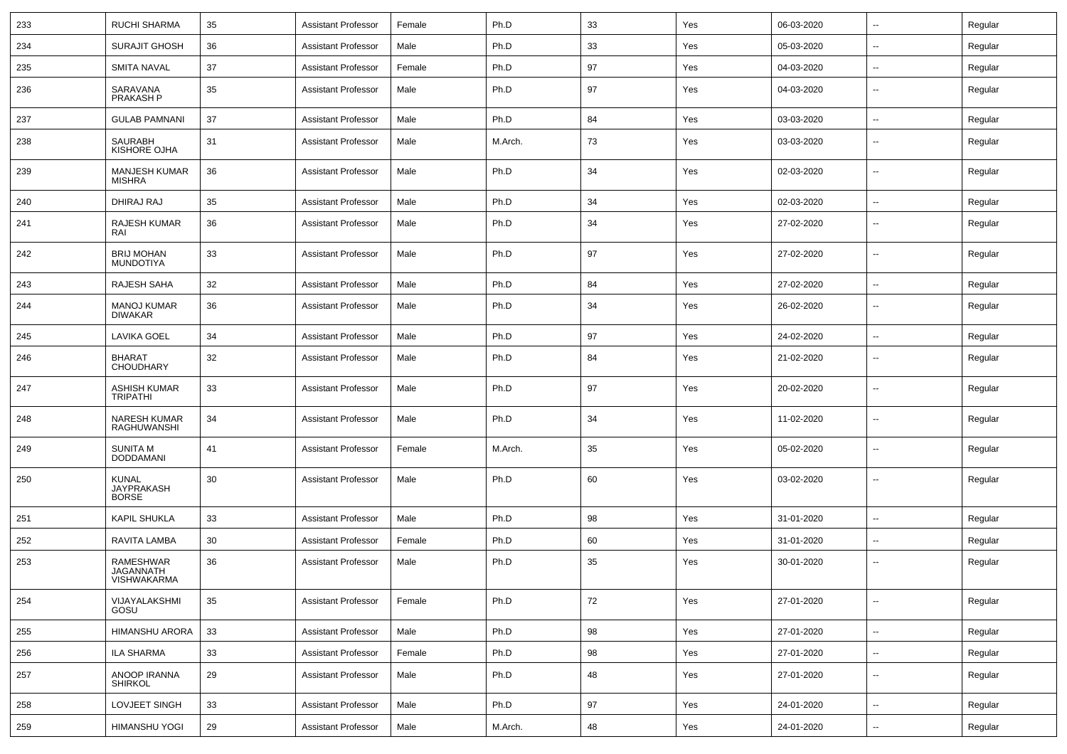| 233 | RUCHI SHARMA | 35 | Assistant Professor | Female | Ph.D | 33 | Yes | 06-03-2020 | -- | Regular |
|---|---|---|---|---|---|---|---|---|---|---|
| 234 | SURAJIT GHOSH | 36 | Assistant Professor | Male | Ph.D | 33 | Yes | 05-03-2020 | -- | Regular |
| 235 | SMITA NAVAL | 37 | Assistant Professor | Female | Ph.D | 97 | Yes | 04-03-2020 | -- | Regular |
| 236 | SARAVANA PRAKASH P | 35 | Assistant Professor | Male | Ph.D | 97 | Yes | 04-03-2020 | -- | Regular |
| 237 | GULAB PAMNANI | 37 | Assistant Professor | Male | Ph.D | 84 | Yes | 03-03-2020 | -- | Regular |
| 238 | SAURABH KISHORE OJHA | 31 | Assistant Professor | Male | M.Arch. | 73 | Yes | 03-03-2020 | -- | Regular |
| 239 | MANJESH KUMAR MISHRA | 36 | Assistant Professor | Male | Ph.D | 34 | Yes | 02-03-2020 | -- | Regular |
| 240 | DHIRAJ RAJ | 35 | Assistant Professor | Male | Ph.D | 34 | Yes | 02-03-2020 | -- | Regular |
| 241 | RAJESH KUMAR RAI | 36 | Assistant Professor | Male | Ph.D | 34 | Yes | 27-02-2020 | -- | Regular |
| 242 | BRIJ MOHAN MUNDOTIYA | 33 | Assistant Professor | Male | Ph.D | 97 | Yes | 27-02-2020 | -- | Regular |
| 243 | RAJESH SAHA | 32 | Assistant Professor | Male | Ph.D | 84 | Yes | 27-02-2020 | -- | Regular |
| 244 | MANOJ KUMAR DIWAKAR | 36 | Assistant Professor | Male | Ph.D | 34 | Yes | 26-02-2020 | -- | Regular |
| 245 | LAVIKA GOEL | 34 | Assistant Professor | Male | Ph.D | 97 | Yes | 24-02-2020 | -- | Regular |
| 246 | BHARAT CHOUDHARY | 32 | Assistant Professor | Male | Ph.D | 84 | Yes | 21-02-2020 | -- | Regular |
| 247 | ASHISH KUMAR TRIPATHI | 33 | Assistant Professor | Male | Ph.D | 97 | Yes | 20-02-2020 | -- | Regular |
| 248 | NARESH KUMAR RAGHUWANSHI | 34 | Assistant Professor | Male | Ph.D | 34 | Yes | 11-02-2020 | -- | Regular |
| 249 | SUNITA M DODDAMANI | 41 | Assistant Professor | Female | M.Arch. | 35 | Yes | 05-02-2020 | -- | Regular |
| 250 | KUNAL JAYPRAKASH BORSE | 30 | Assistant Professor | Male | Ph.D | 60 | Yes | 03-02-2020 | -- | Regular |
| 251 | KAPIL SHUKLA | 33 | Assistant Professor | Male | Ph.D | 98 | Yes | 31-01-2020 | -- | Regular |
| 252 | RAVITA LAMBA | 30 | Assistant Professor | Female | Ph.D | 60 | Yes | 31-01-2020 | -- | Regular |
| 253 | RAMESHWAR JAGANNATH VISHWAKARMA | 36 | Assistant Professor | Male | Ph.D | 35 | Yes | 30-01-2020 | -- | Regular |
| 254 | VIJAYALAKSHMI GOSU | 35 | Assistant Professor | Female | Ph.D | 72 | Yes | 27-01-2020 | -- | Regular |
| 255 | HIMANSHU ARORA | 33 | Assistant Professor | Male | Ph.D | 98 | Yes | 27-01-2020 | -- | Regular |
| 256 | ILA SHARMA | 33 | Assistant Professor | Female | Ph.D | 98 | Yes | 27-01-2020 | -- | Regular |
| 257 | ANOOP IRANNA SHIRKOL | 29 | Assistant Professor | Male | Ph.D | 48 | Yes | 27-01-2020 | -- | Regular |
| 258 | LOVJEET SINGH | 33 | Assistant Professor | Male | Ph.D | 97 | Yes | 24-01-2020 | -- | Regular |
| 259 | HIMANSHU YOGI | 29 | Assistant Professor | Male | M.Arch. | 48 | Yes | 24-01-2020 | -- | Regular |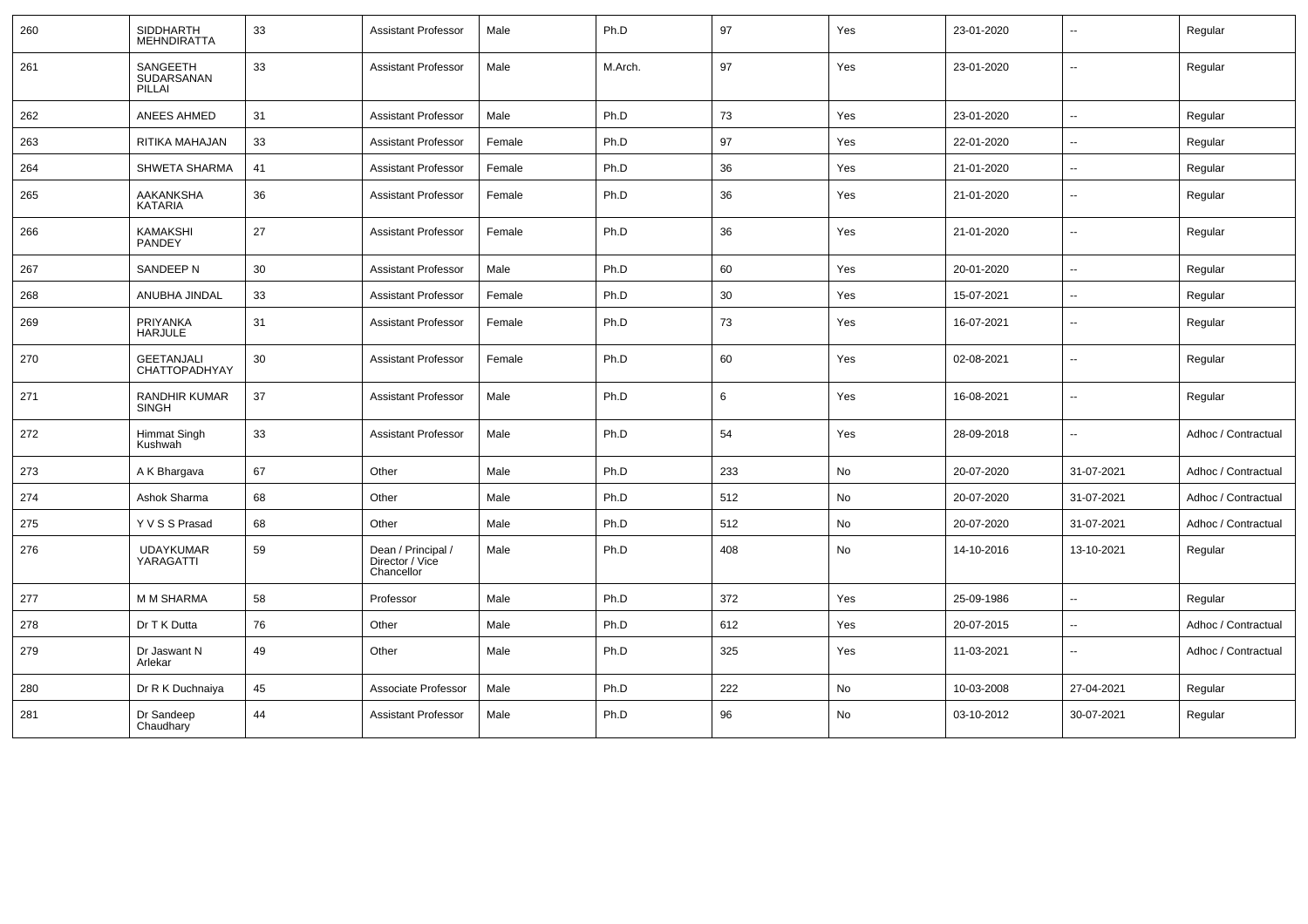| | | | | | | | | | | |
|---|---|---|---|---|---|---|---|---|---|---|
| 260 | SIDDHARTH MEHNDIRATTA | 33 | Assistant Professor | Male | Ph.D | 97 | Yes | 23-01-2020 | -- | Regular |
| 261 | SANGEETH SUDARSANAN PILLAI | 33 | Assistant Professor | Male | M.Arch. | 97 | Yes | 23-01-2020 | -- | Regular |
| 262 | ANEES AHMED | 31 | Assistant Professor | Male | Ph.D | 73 | Yes | 23-01-2020 | -- | Regular |
| 263 | RITIKA MAHAJAN | 33 | Assistant Professor | Female | Ph.D | 97 | Yes | 22-01-2020 | -- | Regular |
| 264 | SHWETA SHARMA | 41 | Assistant Professor | Female | Ph.D | 36 | Yes | 21-01-2020 | -- | Regular |
| 265 | AAKANKSHA KATARIA | 36 | Assistant Professor | Female | Ph.D | 36 | Yes | 21-01-2020 | -- | Regular |
| 266 | KAMAKSHI PANDEY | 27 | Assistant Professor | Female | Ph.D | 36 | Yes | 21-01-2020 | -- | Regular |
| 267 | SANDEEP N | 30 | Assistant Professor | Male | Ph.D | 60 | Yes | 20-01-2020 | -- | Regular |
| 268 | ANUBHA JINDAL | 33 | Assistant Professor | Female | Ph.D | 30 | Yes | 15-07-2021 | -- | Regular |
| 269 | PRIYANKA HARJULE | 31 | Assistant Professor | Female | Ph.D | 73 | Yes | 16-07-2021 | -- | Regular |
| 270 | GEETANJALI CHATTOPADHYAY | 30 | Assistant Professor | Female | Ph.D | 60 | Yes | 02-08-2021 | -- | Regular |
| 271 | RANDHIR KUMAR SINGH | 37 | Assistant Professor | Male | Ph.D | 6 | Yes | 16-08-2021 | -- | Regular |
| 272 | Himmat Singh Kushwah | 33 | Assistant Professor | Male | Ph.D | 54 | Yes | 28-09-2018 | -- | Adhoc / Contractual |
| 273 | A K Bhargava | 67 | Other | Male | Ph.D | 233 | No | 20-07-2020 | 31-07-2021 | Adhoc / Contractual |
| 274 | Ashok Sharma | 68 | Other | Male | Ph.D | 512 | No | 20-07-2020 | 31-07-2021 | Adhoc / Contractual |
| 275 | Y V S S Prasad | 68 | Other | Male | Ph.D | 512 | No | 20-07-2020 | 31-07-2021 | Adhoc / Contractual |
| 276 | UDAYKUMAR YARAGATTI | 59 | Dean / Principal / Director / Vice Chancellor | Male | Ph.D | 408 | No | 14-10-2016 | 13-10-2021 | Regular |
| 277 | M M SHARMA | 58 | Professor | Male | Ph.D | 372 | Yes | 25-09-1986 | -- | Regular |
| 278 | Dr T K Dutta | 76 | Other | Male | Ph.D | 612 | Yes | 20-07-2015 | -- | Adhoc / Contractual |
| 279 | Dr Jaswant N Arlekar | 49 | Other | Male | Ph.D | 325 | Yes | 11-03-2021 | -- | Adhoc / Contractual |
| 280 | Dr R K Duchnaiya | 45 | Associate Professor | Male | Ph.D | 222 | No | 10-03-2008 | 27-04-2021 | Regular |
| 281 | Dr Sandeep Chaudhary | 44 | Assistant Professor | Male | Ph.D | 96 | No | 03-10-2012 | 30-07-2021 | Regular |